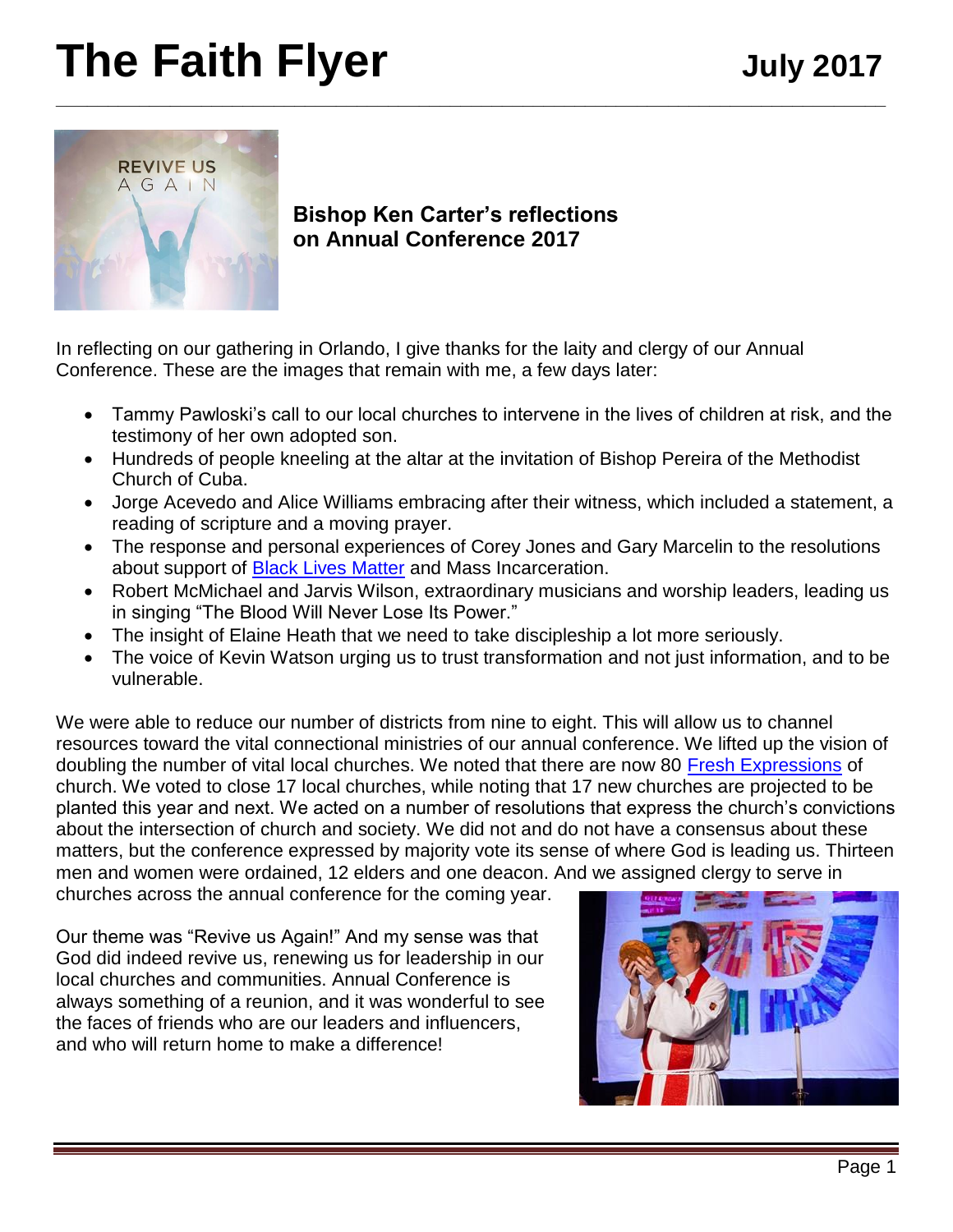# The Faith Flyer

**July 2017**

## Bishop Ken Carter's reflections on Annual Conference 2017

In reflecting on our gathering in Orlando, I give thanks for the laity and clergy of our Annual Conference. These are the images that remain with me, a few days later:

- Tammy Pawloski's call to our local churches to intervene in the lives of children at risk, and the testimony of her own adopted son.
- Hundreds of people kneeling at the altar at the invitation of Bishop Pereira of the Methodist Church of Cuba.
- Jorge Acevedo and Alice Williams embracing after their witness, which included a statement, a reading of scripture and a moving prayer.
- The response and personal experiences of Corey Jones and Gary Marcelin to the resolutions about support of Black Lives Matter and Mass Incarceration.
- Robert McMichael and Jarvis Wilson, extraordinary musicians and worship leaders, leading us in singing "The Blood Will Never Lose Its Power."
- The insight of Elaine Heath that we need to take discipleship a lot more seriously.
- The voice of Kevin Watson urging us to trust transformation and not just information, and to be vulnerable.

We were able to reduce our number of districts from nine to eight. This will allow us to channel resources toward the vital connectional ministries of our annual conference. We lifted up the vision of doubling the number of vital local churches. We noted that there are now 80 Fresh Expressions of church. We voted to close 17 local churches, while noting that 17 new churches are projected to be planted this year and next. We acted on a number of resolutions that express the church's convictions about the intersection of church and society. We did not and do not have a consensus about these matters, but the conference expressed by majority vote its sense of where God is leading us. Thirteen men and women were ordained, 12 elders and one deacon. And we assigned clergy to serve in churches across the annual conference for the coming year.

Our theme was "Revive us Again!" And my sense was that God did indeed revive us, renewing us for leadership in our local churches and communities. Annual Conference is always something of a reunion, and it was wonderful to see the faces of friends who are our leaders and influencers, and who will return home to make a difference!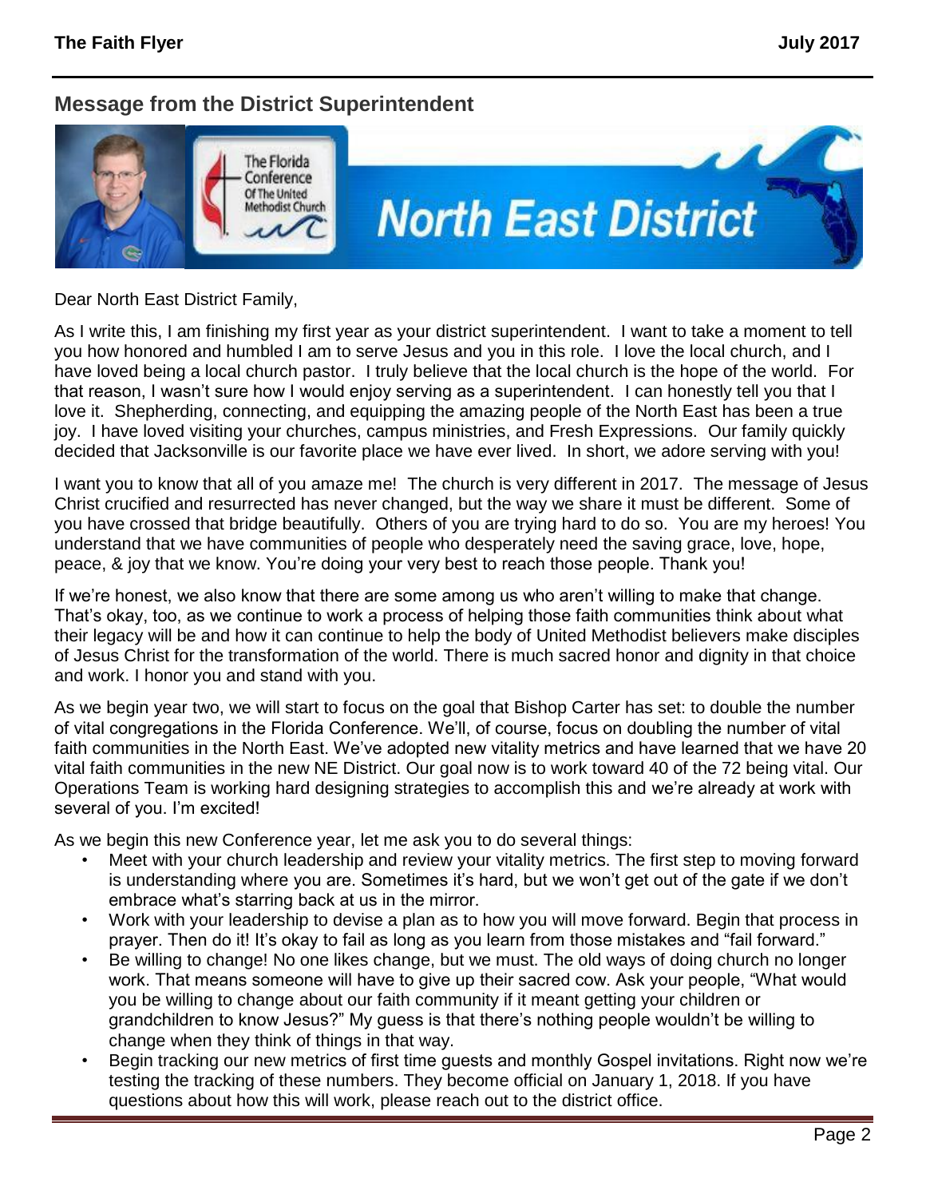## Message from the District Superintendent

Dear North East District Family,

As I write this, I am finishing my first year as your district superintendent. I want to take a moment to tell you how honored and humbled I am to serve Jesus and you in this role. I love the local church, and I have loved being a local church pastor. I truly believe that the local church is the hope of the world. For that reason, I wasn't sure how I would enjoy serving as a superintendent. I can honestly tell you that I love it. Shepherding, connecting, and equipping the amazing people of the North East has been a true joy. I have loved visiting your churches, campus ministries, and Fresh Expressions. Our family quickly decided that Jacksonville is our favorite place we have ever lived. In short, we adore serving with you!

I want you to know that all of you amaze me! The church is very different in 2017. The message of Jesus Christ crucified and resurrected has never changed, but the way we share it must be different. Some of you have crossed that bridge beautifully. Others of you are trying hard to do so. You are my heroes! You understand that we have communities of people who desperately need the saving grace, love, hope, peace, & joy that we know. You're doing your very best to reach those people. Thank you!

If we're honest, we also know that there are some among us who aren't willing to make that change. That's okay, too, as we continue to work a process of helping those faith communities think about what their legacy will be and how it can continue to help the body of United Methodist believers make disciples of Jesus Christ for the transformation of the world. There is much sacred honor and dignity in that choice and work. I honor you and stand with you.

As we begin year two, we will start to focus on the goal that Bishop Carter has set: to double the number of vital congregations in the Florida Conference. We'll, of course, focus on doubling the number of vital faith communities in the North East. We've adopted new vitality metrics and have learned that we have 20 vital faith communities in the new NE District. Our goal now is to work toward 40 of the 72 being vital. Our Operations Team is working hard designing strategies to accomplish this and we're already at work with several of you. I'm excited!

As we begin this new Conference year, let me ask you to do several things:

- Meet with your church leadership and review your vitality metrics. The first step to moving forward is understanding where you are. Sometimes it's hard, but we won't get out of the gate if we don't embrace what's starring back at us in the mirror.
- Work with your leadership to devise a plan as to how you will move forward. Begin that process in prayer. Then do it! It's okay to fail as long as you learn from those mistakes and "fail forward."
- Be willing to change! No one likes change, but we must. The old ways of doing church no longer work. That means someone will have to give up their sacred cow. Ask your people, "What would you be willing to change about our faith community if it meant getting your children or grandchildren to know Jesus?" My guess is that there's nothing people wouldn't be willing to change when they think of things in that way.
- Begin tracking our new metrics of first time guests and monthly Gospel invitations. Right now we're testing the tracking of these numbers. They become official on January 1, 2018. If you have questions about how this will work, please reach out to the district office.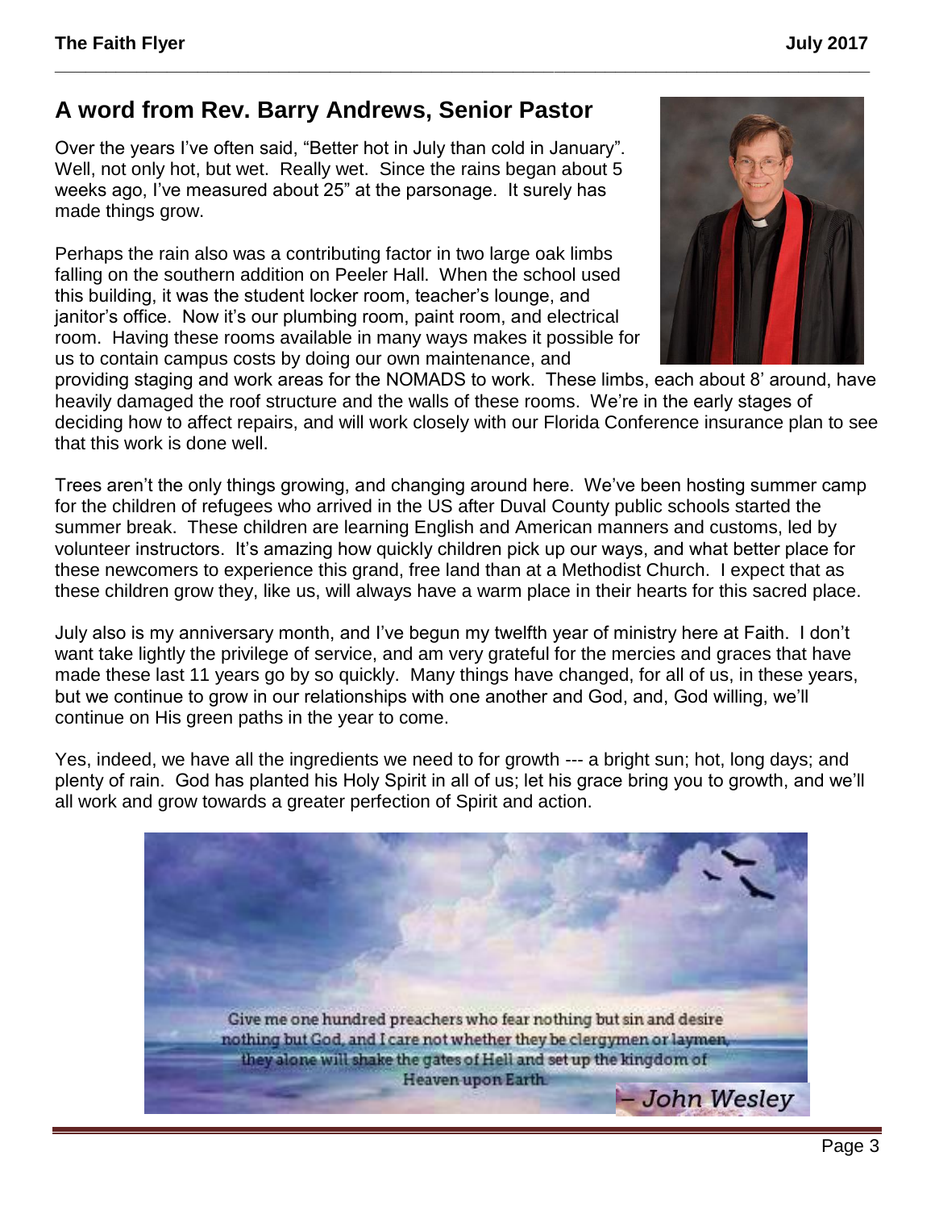## A word from Rev. Barry Andrews, Senior Pastor

Over the years I've often said, "Better hot in July than cold in January". Well, not only hot, but wet. Really wet. Since the rains began about 5 weeks ago, I've measured about 25" at the parsonage. It surely has made things grow.

Perhaps the rain also was a contributing factor in two large oak limbs falling on the southern addition on Peeler Hall. When the school used this building, it was the student locker room, teacher's lounge, and janitor's office. Now it's our plumbing room, paint room, and electrical room. Having these rooms available in many ways makes it possible for us to contain campus costs by doing our own maintenance, and providing staging and work areas for the NOMADS to work. These limbs, each about 8' around, have heavily damaged the roof structure and the walls of these rooms. We're in the early stages of deciding how to affect repairs, and will work closely with our Florida Conference insurance plan to see that this work is done well.

Trees aren't the only things growing, and changing around here. We've been hosting summer camp for the children of refugees who arrived in the US after Duval County public schools started the summer break. These children are learning English and American manners and customs, led by volunteer instructors. It's amazing how quickly children pick up our ways, and what better place for these newcomers to experience this grand, free land than at a Methodist Church. I expect that as these children grow they, like us, will always have a warm place in their hearts for this sacred place.

July also is my anniversary month, and I've begun my twelfth year of ministry here at Faith. I don't want take lightly the privilege of service, and am very grateful for the mercies and graces that have made these last 11 years go by so quickly. Many things have changed, for all of us, in these years, but we continue to grow in our relationships with one another and God, and, God willing, we'll continue on His green paths in the year to come.

Yes, indeed, we have all the ingredients we need to for growth --- a bright sun; hot, long days; and plenty of rain. God has planted his Holy Spirit in all of us; let his grace bring you to growth, and we'll all work and grow towards a greater perfection of Spirit and action.

Give me one hundred preachers who fear nothing but sin and desire nothing but God, and I care not whether they be clergymen or laymen, they alone will shake the gates of Hell and set up the kingdom of Heaven upon Earth.

*– John Wesley*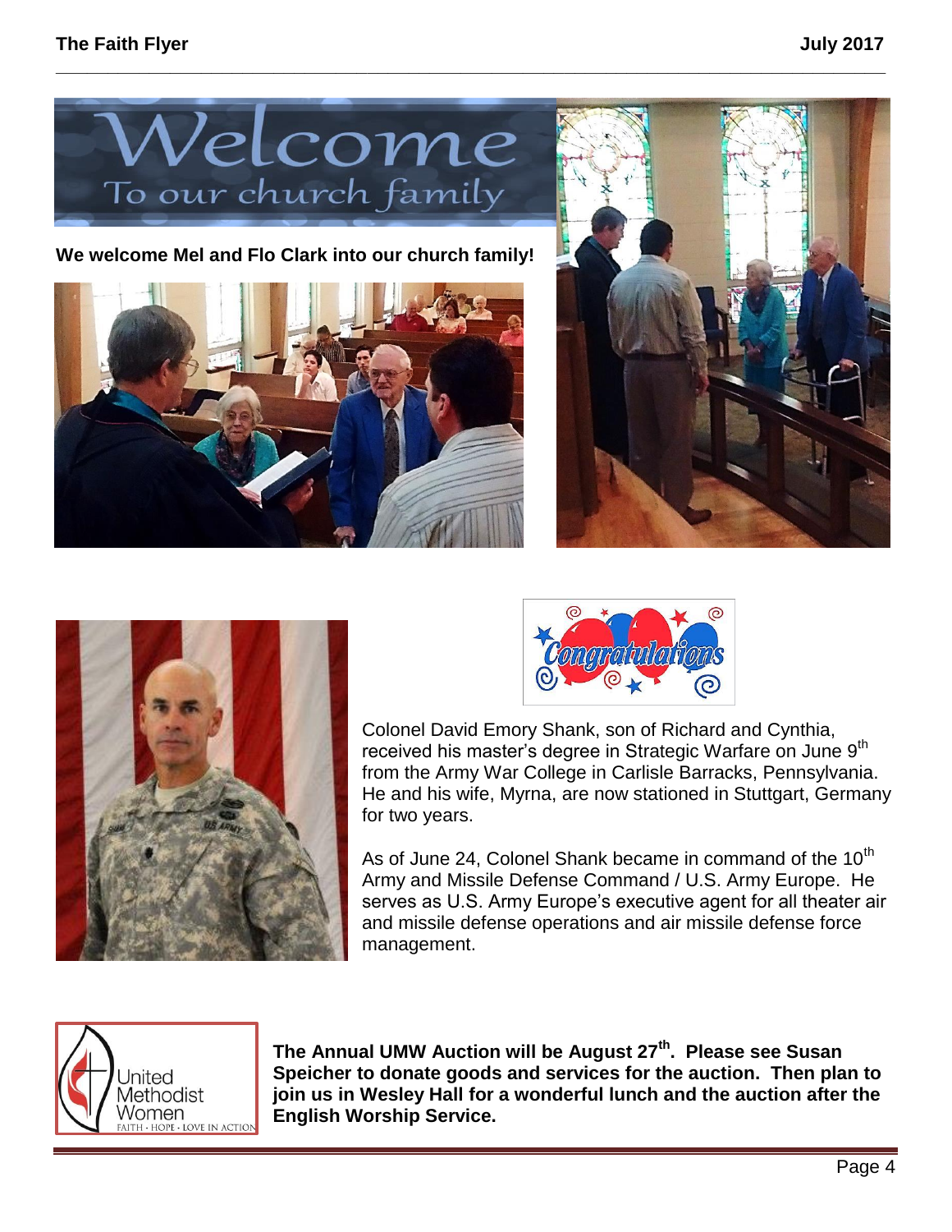# Welcome To our church family

**We welcome Mel and Flo Clark into our church family!**

Congratulations

Colonel David Emory Shank, son of Richard and Cynthia, received his master's degree in Strategic Warfare on June 9th from the Army War College in Carlisle Barracks, Pennsylvania. He and his wife, Myrna, are now stationed in Stuttgart, Germany for two years.

As of June 24, Colonel Shank became in command of the 10th Army and Missile Defense Command / U.S. Army Europe. He serves as U.S. Army Europe's executive agent for all theater air and missile defense operations and air missile defense force management.

United Methodist Women
FAITH · HOPE · LOVE IN ACTION

**The Annual UMW Auction will be August 27th. Please see Susan Speicher to donate goods and services for the auction. Then plan to join us in Wesley Hall for a wonderful lunch and the auction after the English Worship Service.**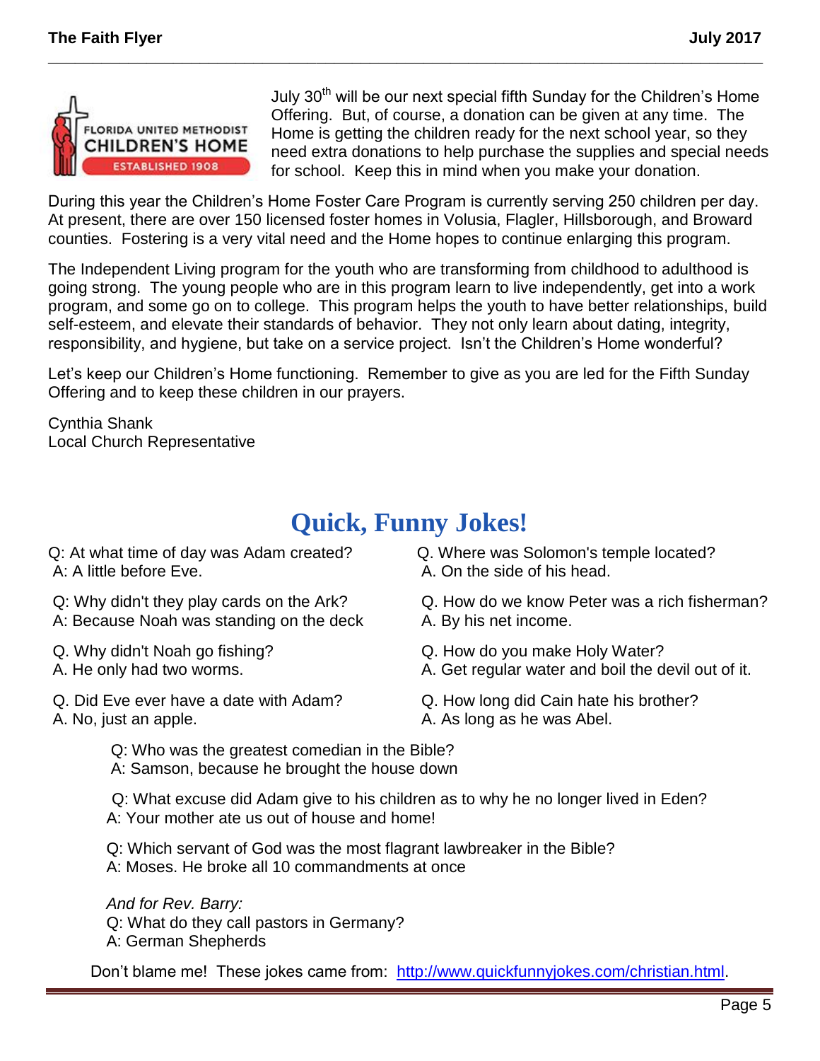July 30th will be our next special fifth Sunday for the Children's Home Offering. But, of course, a donation can be given at any time. The Home is getting the children ready for the next school year, so they need extra donations to help purchase the supplies and special needs for school. Keep this in mind when you make your donation.

During this year the Children's Home Foster Care Program is currently serving 250 children per day. At present, there are over 150 licensed foster homes in Volusia, Flagler, Hillsborough, and Broward counties. Fostering is a very vital need and the Home hopes to continue enlarging this program.

The Independent Living program for the youth who are transforming from childhood to adulthood is going strong. The young people who are in this program learn to live independently, get into a work program, and some go on to college. This program helps the youth to have better relationships, build self-esteem, and elevate their standards of behavior. They not only learn about dating, integrity, responsibility, and hygiene, but take on a service project. Isn't the Children's Home wonderful?

Let's keep our Children's Home functioning. Remember to give as you are led for the Fifth Sunday Offering and to keep these children in our prayers.

Cynthia Shank
Local Church Representative

# Quick, Funny Jokes!

Q: At what time of day was Adam created?
A: A little before Eve.

Q: Why didn't they play cards on the Ark?
A: Because Noah was standing on the deck

Q. Why didn't Noah go fishing?
A. He only had two worms.

Q. Did Eve ever have a date with Adam?
A. No, just an apple.

Q. Where was Solomon's temple located?
A. On the side of his head.

Q. How do we know Peter was a rich fisherman?
A. By his net income.

Q. How do you make Holy Water?
A. Get regular water and boil the devil out of it.

Q. How long did Cain hate his brother?
A. As long as he was Abel.

Q: Who was the greatest comedian in the Bible?
A: Samson, because he brought the house down

Q: What excuse did Adam give to his children as to why he no longer lived in Eden?
A: Your mother ate us out of house and home!

Q: Which servant of God was the most flagrant lawbreaker in the Bible?
A: Moses. He broke all 10 commandments at once

*And for Rev. Barry:*
Q: What do they call pastors in Germany?
A: German Shepherds

Don't blame me! These jokes came from: http://www.quickfunnyjokes.com/christian.html.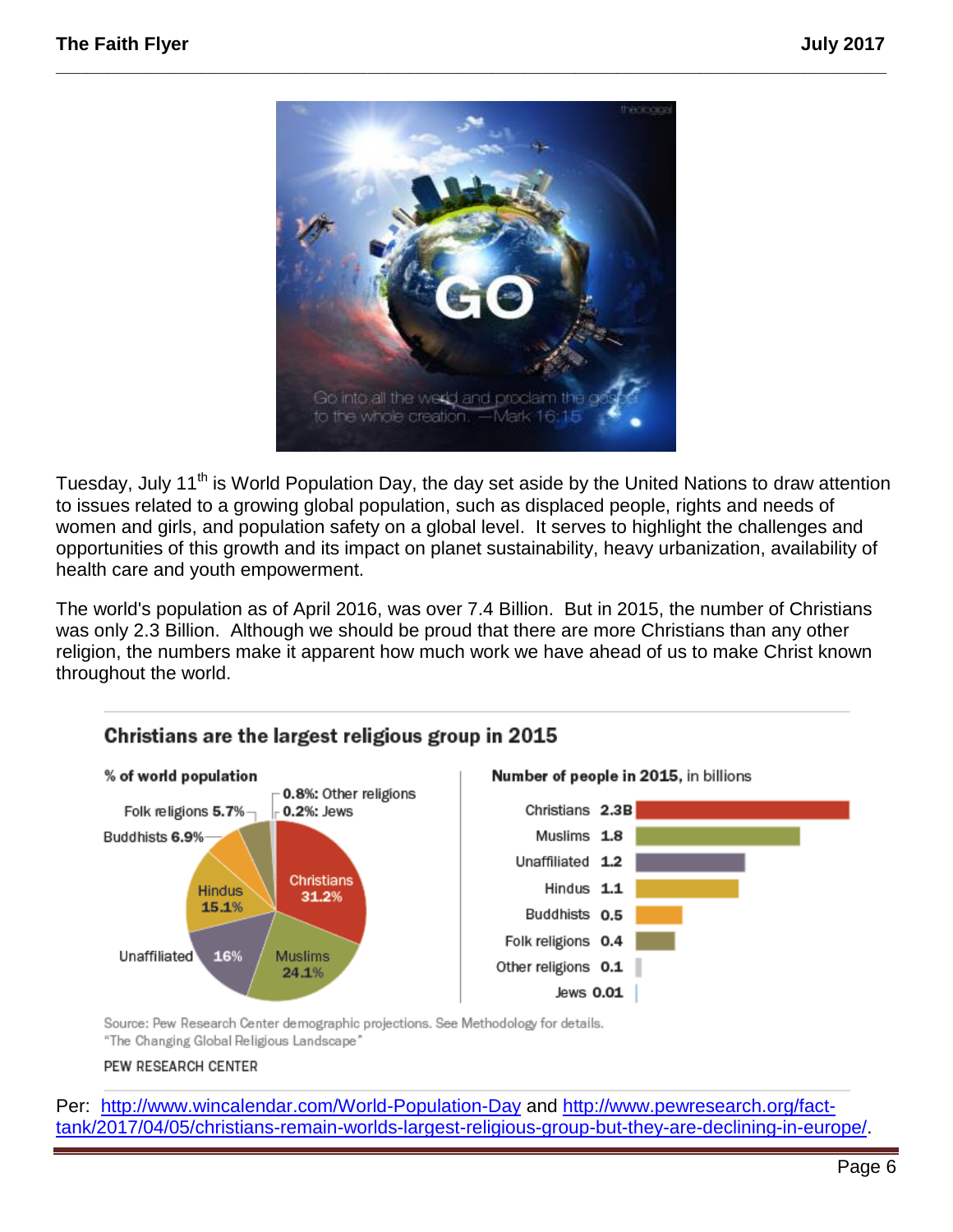Tuesday, July 11th is World Population Day, the day set aside by the United Nations to draw attention to issues related to a growing global population, such as displaced people, rights and needs of women and girls, and population safety on a global level. It serves to highlight the challenges and opportunities of this growth and its impact on planet sustainability, heavy urbanization, availability of health care and youth empowerment.

The world's population as of April 2016, was over 7.4 Billion. But in 2015, the number of Christians was only 2.3 Billion. Although we should be proud that there are more Christians than any other religion, the numbers make it apparent how much work we have ahead of us to make Christ known throughout the world.

**Christians are the largest religious group in 2015**

| Group | % of world population | Number of people in 2015, in billions |
|---|---|---|
| Christians | 31.2% | 2.3B |
| Muslims | 24.1% | 1.8 |
| Unaffiliated | 16% | 1.2 |
| Hindus | 15.1% | 1.1 |
| Buddhists | 6.9% | 0.5 |
| Folk religions | 5.7% | 0.4 |
| Other religions | 0.8% | 0.1 |
| Jews | 0.2% | 0.01 |

Source: Pew Research Center demographic projections. See Methodology for details.
"The Changing Global Religious Landscape"

PEW RESEARCH CENTER

Per: http://www.wincalendar.com/World-Population-Day and http://www.pewresearch.org/fact-tank/2017/04/05/christians-remain-worlds-largest-religious-group-but-they-are-declining-in-europe/.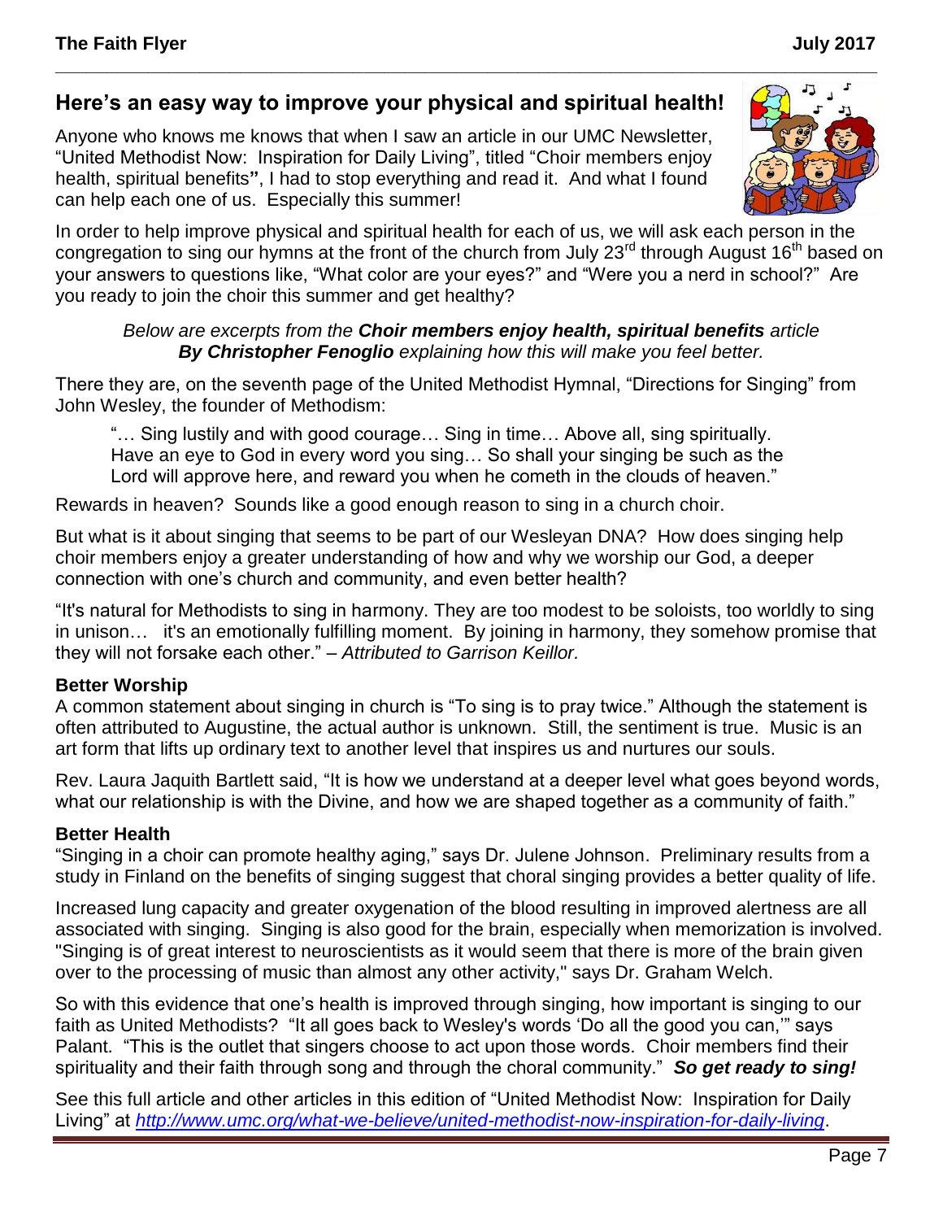## Here's an easy way to improve your physical and spiritual health!

Anyone who knows me knows that when I saw an article in our UMC Newsletter, "United Methodist Now: Inspiration for Daily Living", titled "Choir members enjoy health, spiritual benefits", I had to stop everything and read it. And what I found can help each one of us. Especially this summer!

In order to help improve physical and spiritual health for each of us, we will ask each person in the congregation to sing our hymns at the front of the church from July 23rd through August 16th based on your answers to questions like, "What color are your eyes?" and "Were you a nerd in school?" Are you ready to join the choir this summer and get healthy?

*Below are excerpts from the* ***Choir members enjoy health, spiritual benefits*** *article* ***By Christopher Fenoglio*** *explaining how this will make you feel better.*

There they are, on the seventh page of the United Methodist Hymnal, "Directions for Singing" from John Wesley, the founder of Methodism:

> "… Sing lustily and with good courage… Sing in time… Above all, sing spiritually. Have an eye to God in every word you sing… So shall your singing be such as the Lord will approve here, and reward you when he cometh in the clouds of heaven."

Rewards in heaven? Sounds like a good enough reason to sing in a church choir.

But what is it about singing that seems to be part of our Wesleyan DNA? How does singing help choir members enjoy a greater understanding of how and why we worship our God, a deeper connection with one's church and community, and even better health?

"It's natural for Methodists to sing in harmony. They are too modest to be soloists, too worldly to sing in unison… it's an emotionally fulfilling moment. By joining in harmony, they somehow promise that they will not forsake each other." – *Attributed to Garrison Keillor.*

**Better Worship**

A common statement about singing in church is "To sing is to pray twice." Although the statement is often attributed to Augustine, the actual author is unknown. Still, the sentiment is true. Music is an art form that lifts up ordinary text to another level that inspires us and nurtures our souls.

Rev. Laura Jaquith Bartlett said, "It is how we understand at a deeper level what goes beyond words, what our relationship is with the Divine, and how we are shaped together as a community of faith."

**Better Health**

"Singing in a choir can promote healthy aging," says Dr. Julene Johnson. Preliminary results from a study in Finland on the benefits of singing suggest that choral singing provides a better quality of life.

Increased lung capacity and greater oxygenation of the blood resulting in improved alertness are all associated with singing. Singing is also good for the brain, especially when memorization is involved. "Singing is of great interest to neuroscientists as it would seem that there is more of the brain given over to the processing of music than almost any other activity," says Dr. Graham Welch.

So with this evidence that one's health is improved through singing, how important is singing to our faith as United Methodists? "It all goes back to Wesley's words 'Do all the good you can,'" says Palant. "This is the outlet that singers choose to act upon those words. Choir members find their spirituality and their faith through song and through the choral community." ***So get ready to sing!***

See this full article and other articles in this edition of "United Methodist Now: Inspiration for Daily Living" at *http://www.umc.org/what-we-believe/united-methodist-now-inspiration-for-daily-living*.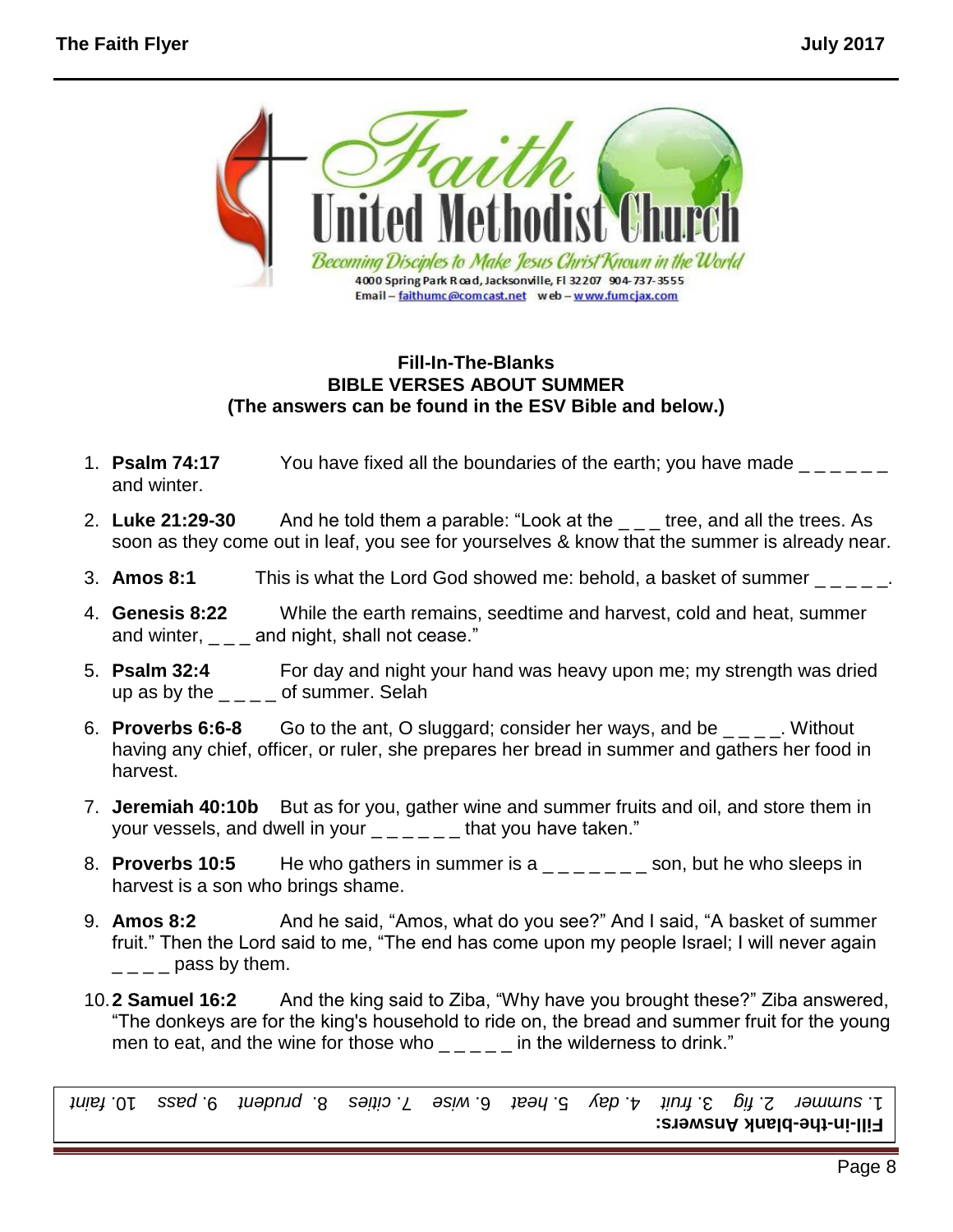Faith United Methodist Church

*Becoming Disciples to Make Jesus Christ Known in the World*

4000 Spring Park Road, Jacksonville, Fl 32207 904-737-3555

Email – faithumc@comcast.net web – www.fumcjax.com

**Fill-In-The-Blanks**
**BIBLE VERSES ABOUT SUMMER**
**(The answers can be found in the ESV Bible and below.)**

1. **Psalm 74:17** You have fixed all the boundaries of the earth; you have made _ _ _ _ _ _ and winter.
2. **Luke 21:29-30** And he told them a parable: "Look at the _ _ _ tree, and all the trees. As soon as they come out in leaf, you see for yourselves & know that the summer is already near.
3. **Amos 8:1** This is what the Lord God showed me: behold, a basket of summer _ _ _ _ _.
4. **Genesis 8:22** While the earth remains, seedtime and harvest, cold and heat, summer and winter, _ _ _ and night, shall not cease."
5. **Psalm 32:4** For day and night your hand was heavy upon me; my strength was dried up as by the _ _ _ _ of summer. Selah
6. **Proverbs 6:6-8** Go to the ant, O sluggard; consider her ways, and be _ _ _ _. Without having any chief, officer, or ruler, she prepares her bread in summer and gathers her food in harvest.
7. **Jeremiah 40:10b** But as for you, gather wine and summer fruits and oil, and store them in your vessels, and dwell in your _ _ _ _ _ _ that you have taken."
8. **Proverbs 10:5** He who gathers in summer is a _ _ _ _ _ _ _ son, but he who sleeps in harvest is a son who brings shame.
9. **Amos 8:2** And he said, "Amos, what do you see?" And I said, "A basket of summer fruit." Then the Lord said to me, "The end has come upon my people Israel; I will never again _ _ _ _ pass by them.
10. **2 Samuel 16:2** And the king said to Ziba, "Why have you brought these?" Ziba answered, "The donkeys are for the king's household to ride on, the bread and summer fruit for the young men to eat, and the wine for those who _ _ _ _ _ in the wilderness to drink."

**Fill-in-the-blank Answers:**
*1. summer 2. fig 3. fruit 4. day 5. heat 6. wise 7. cities 8. prudent 9. pass 10. faint*